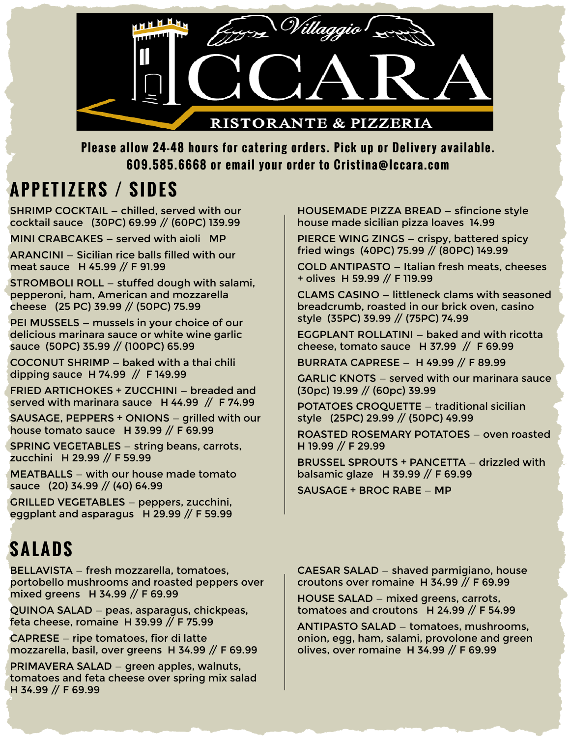# Villaggio ICCARA

RISTORANTE & PIZZERIA

**Please allow 24-48 hours for catering orders. Pick up or Delivery available.**
**609.585.6668 or email your order to Cristina@Iccara.com**

## APPETIZERS / SIDES

SHRIMP COCKTAIL – chilled, served with our cocktail sauce (30PC) 69.99 // (60PC) 139.99

MINI CRABCAKES – served with aioli MP

ARANCINI – Sicilian rice balls filled with our meat sauce H 45.99 // F 91.99

STROMBOLI ROLL – stuffed dough with salami, pepperoni, ham, American and mozzarella cheese (25 PC) 39.99 // (50PC) 75.99

PEI MUSSELS – mussels in your choice of our delicious marinara sauce or white wine garlic sauce (50PC) 35.99 // (100PC) 65.99

COCONUT SHRIMP – baked with a thai chili dipping sauce H 74.99 // F 149.99

FRIED ARTICHOKES + ZUCCHINI – breaded and served with marinara sauce H 44.99 // F 74.99

SAUSAGE, PEPPERS + ONIONS – grilled with our house tomato sauce H 39.99 // F 69.99

SPRING VEGETABLES – string beans, carrots, zucchini H 29.99 // F 59.99

MEATBALLS – with our house made tomato sauce (20) 34.99 // (40) 64.99

GRILLED VEGETABLES – peppers, zucchini, eggplant and asparagus H 29.99 // F 59.99

HOUSEMADE PIZZA BREAD – sfincione style house made sicilian pizza loaves 14.99

PIERCE WING ZINGS – crispy, battered spicy fried wings (40PC) 75.99 // (80PC) 149.99

COLD ANTIPASTO – Italian fresh meats, cheeses + olives H 59.99 // F 119.99

CLAMS CASINO – littleneck clams with seasoned breadcrumb, roasted in our brick oven, casino style (35PC) 39.99 // (75PC) 74.99

EGGPLANT ROLLATINI – baked and with ricotta cheese, tomato sauce H 37.99 // F 69.99

BURRATA CAPRESE – H 49.99 // F 89.99

GARLIC KNOTS – served with our marinara sauce (30pc) 19.99 // (60pc) 39.99

POTATOES CROQUETTE – traditional sicilian style (25PC) 29.99 // (50PC) 49.99

ROASTED ROSEMARY POTATOES – oven roasted H 19.99 // F 29.99

BRUSSEL SPROUTS + PANCETTA – drizzled with balsamic glaze H 39.99 // F 69.99

SAUSAGE + BROC RABE – MP

## SALADS

BELLAVISTA – fresh mozzarella, tomatoes, portobello mushrooms and roasted peppers over mixed greens H 34.99 // F 69.99

QUINOA SALAD – peas, asparagus, chickpeas, feta cheese, romaine H 39.99 // F 75.99

CAPRESE – ripe tomatoes, fior di latte mozzarella, basil, over greens H 34.99 // F 69.99

PRIMAVERA SALAD – green apples, walnuts, tomatoes and feta cheese over spring mix salad H 34.99 // F 69.99

CAESAR SALAD – shaved parmigiano, house croutons over romaine H 34.99 // F 69.99

HOUSE SALAD – mixed greens, carrots, tomatoes and croutons H 24.99 // F 54.99

ANTIPASTO SALAD – tomatoes, mushrooms, onion, egg, ham, salami, provolone and green olives, over romaine H 34.99 // F 69.99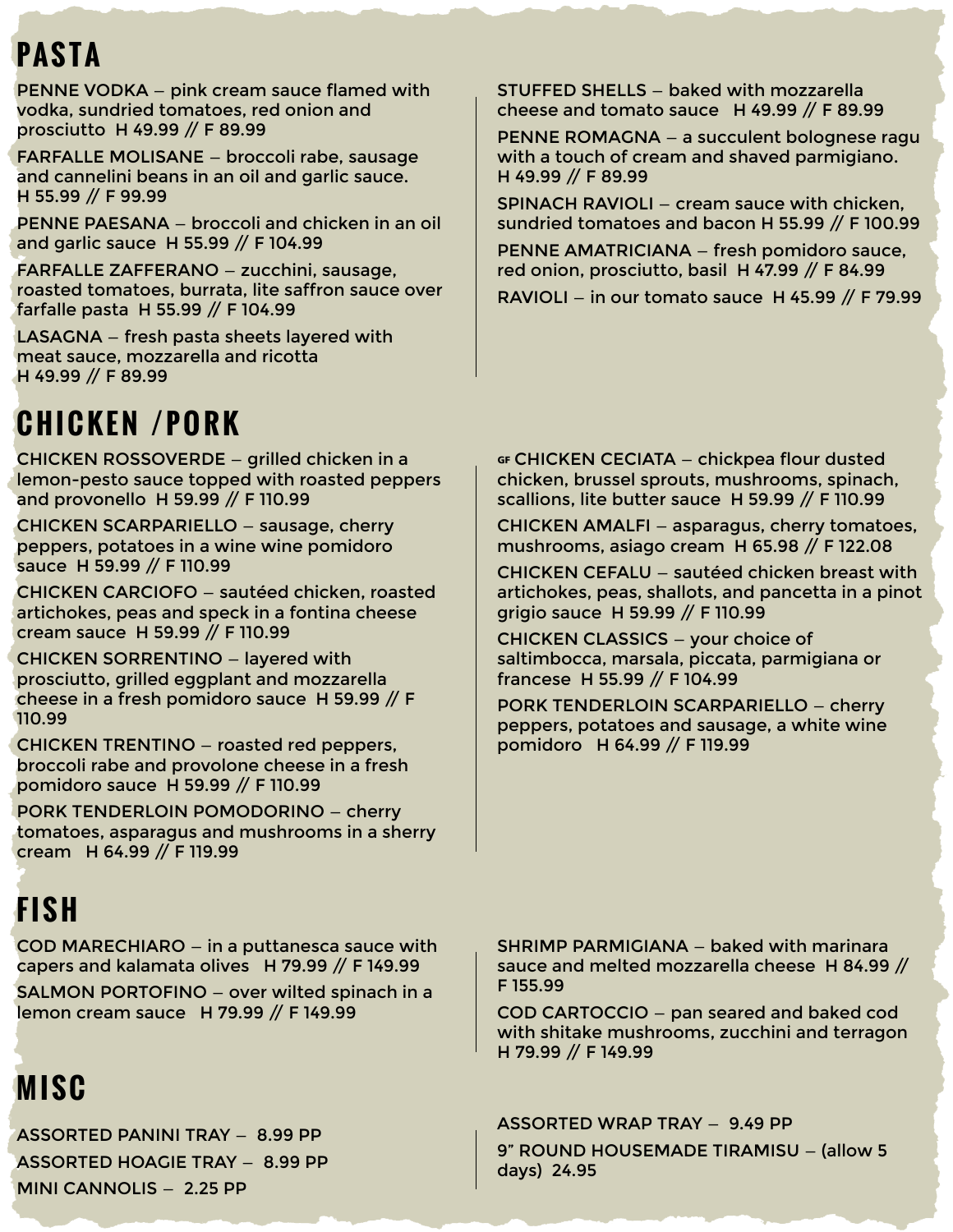# PASTA

PENNE VODKA – pink cream sauce flamed with vodka, sundried tomatoes, red onion and prosciutto H 49.99 // F 89.99

FARFALLE MOLISANE – broccoli rabe, sausage and cannelini beans in an oil and garlic sauce. H 55.99 // F 99.99

PENNE PAESANA – broccoli and chicken in an oil and garlic sauce H 55.99 // F 104.99

FARFALLE ZAFFERANO – zucchini, sausage, roasted tomatoes, burrata, lite saffron sauce over farfalle pasta H 55.99 // F 104.99

LASAGNA – fresh pasta sheets layered with meat sauce, mozzarella and ricotta H 49.99 // F 89.99

STUFFED SHELLS – baked with mozzarella cheese and tomato sauce H 49.99 // F 89.99

PENNE ROMAGNA – a succulent bolognese ragu with a touch of cream and shaved parmigiano. H 49.99 // F 89.99

SPINACH RAVIOLI – cream sauce with chicken, sundried tomatoes and bacon H 55.99 // F 100.99

PENNE AMATRICIANA – fresh pomidoro sauce, red onion, prosciutto, basil H 47.99 // F 84.99

RAVIOLI – in our tomato sauce H 45.99 // F 79.99

# CHICKEN /PORK

CHICKEN ROSSOVERDE – grilled chicken in a lemon-pesto sauce topped with roasted peppers and provonello H 59.99 // F 110.99

CHICKEN SCARPARIELLO – sausage, cherry peppers, potatoes in a wine wine pomidoro sauce H 59.99 // F 110.99

CHICKEN CARCIOFO – sautéed chicken, roasted artichokes, peas and speck in a fontina cheese cream sauce H 59.99 // F 110.99

CHICKEN SORRENTINO – layered with prosciutto, grilled eggplant and mozzarella cheese in a fresh pomidoro sauce H 59.99 // F 110.99

CHICKEN TRENTINO – roasted red peppers, broccoli rabe and provolone cheese in a fresh pomidoro sauce H 59.99 // F 110.99

PORK TENDERLOIN POMODORINO – cherry tomatoes, asparagus and mushrooms in a sherry cream H 64.99 // F 119.99

GF CHICKEN CECIATA – chickpea flour dusted chicken, brussel sprouts, mushrooms, spinach, scallions, lite butter sauce H 59.99 // F 110.99

CHICKEN AMALFI – asparagus, cherry tomatoes, mushrooms, asiago cream H 65.98 // F 122.08

CHICKEN CEFALU – sautéed chicken breast with artichokes, peas, shallots, and pancetta in a pinot grigio sauce H 59.99 // F 110.99

CHICKEN CLASSICS – your choice of saltimbocca, marsala, piccata, parmigiana or francese H 55.99 // F 104.99

PORK TENDERLOIN SCARPARIELLO – cherry peppers, potatoes and sausage, a white wine pomidoro H 64.99 // F 119.99

# FISH

COD MARECHIARO – in a puttanesca sauce with capers and kalamata olives H 79.99 // F 149.99

SALMON PORTOFINO – over wilted spinach in a lemon cream sauce H 79.99 // F 149.99

SHRIMP PARMIGIANA – baked with marinara sauce and melted mozzarella cheese H 84.99 // F 155.99

COD CARTOCCIO – pan seared and baked cod with shitake mushrooms, zucchini and terragon H 79.99 // F 149.99

# MISC

ASSORTED PANINI TRAY – 8.99 PP

ASSORTED HOAGIE TRAY – 8.99 PP

MINI CANNOLIS – 2.25 PP

ASSORTED WRAP TRAY – 9.49 PP

9" ROUND HOUSEMADE TIRAMISU – (allow 5 days) 24.95